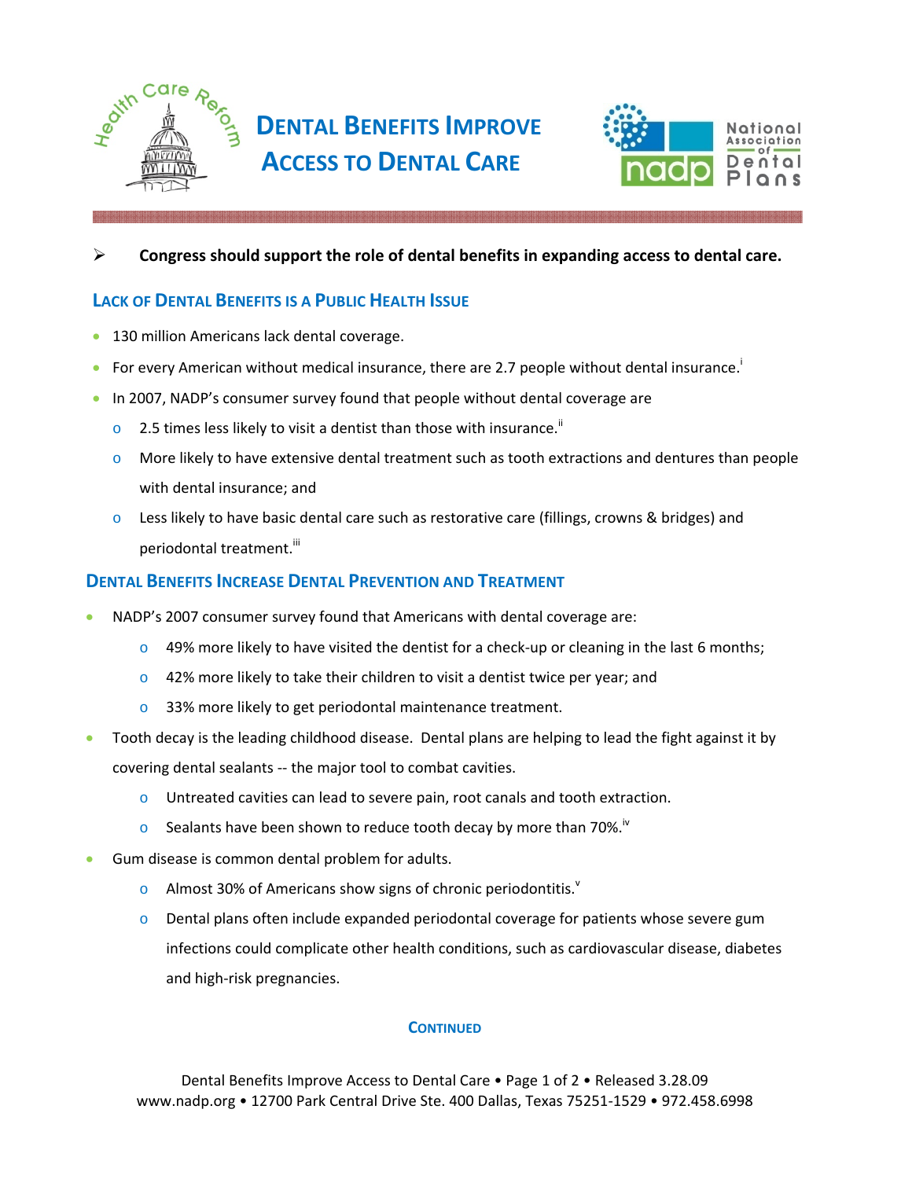# Dental Benefits Improve Access to Dental Care

- **Congress should support the role of dental benefits in expanding access to dental care.**

## Lack of Dental Benefits is a Public Health Issue

- 130 million Americans lack dental coverage.
- For every American without medical insurance, there are 2.7 people without dental insurance.[i]
- In 2007, NADP's consumer survey found that people without dental coverage are
  - 2.5 times less likely to visit a dentist than those with insurance.[ii]
  - More likely to have extensive dental treatment such as tooth extractions and dentures than people with dental insurance; and
  - Less likely to have basic dental care such as restorative care (fillings, crowns & bridges) and periodontal treatment.[iii]

## Dental Benefits Increase Dental Prevention and Treatment

- NADP's 2007 consumer survey found that Americans with dental coverage are:
  - 49% more likely to have visited the dentist for a check-up or cleaning in the last 6 months;
  - 42% more likely to take their children to visit a dentist twice per year; and
  - 33% more likely to get periodontal maintenance treatment.
- Tooth decay is the leading childhood disease. Dental plans are helping to lead the fight against it by covering dental sealants -- the major tool to combat cavities.
  - Untreated cavities can lead to severe pain, root canals and tooth extraction.
  - Sealants have been shown to reduce tooth decay by more than 70%.[iv]
- Gum disease is common dental problem for adults.
  - Almost 30% of Americans show signs of chronic periodontitis.[v]
  - Dental plans often include expanded periodontal coverage for patients whose severe gum infections could complicate other health conditions, such as cardiovascular disease, diabetes and high-risk pregnancies.

**Continued**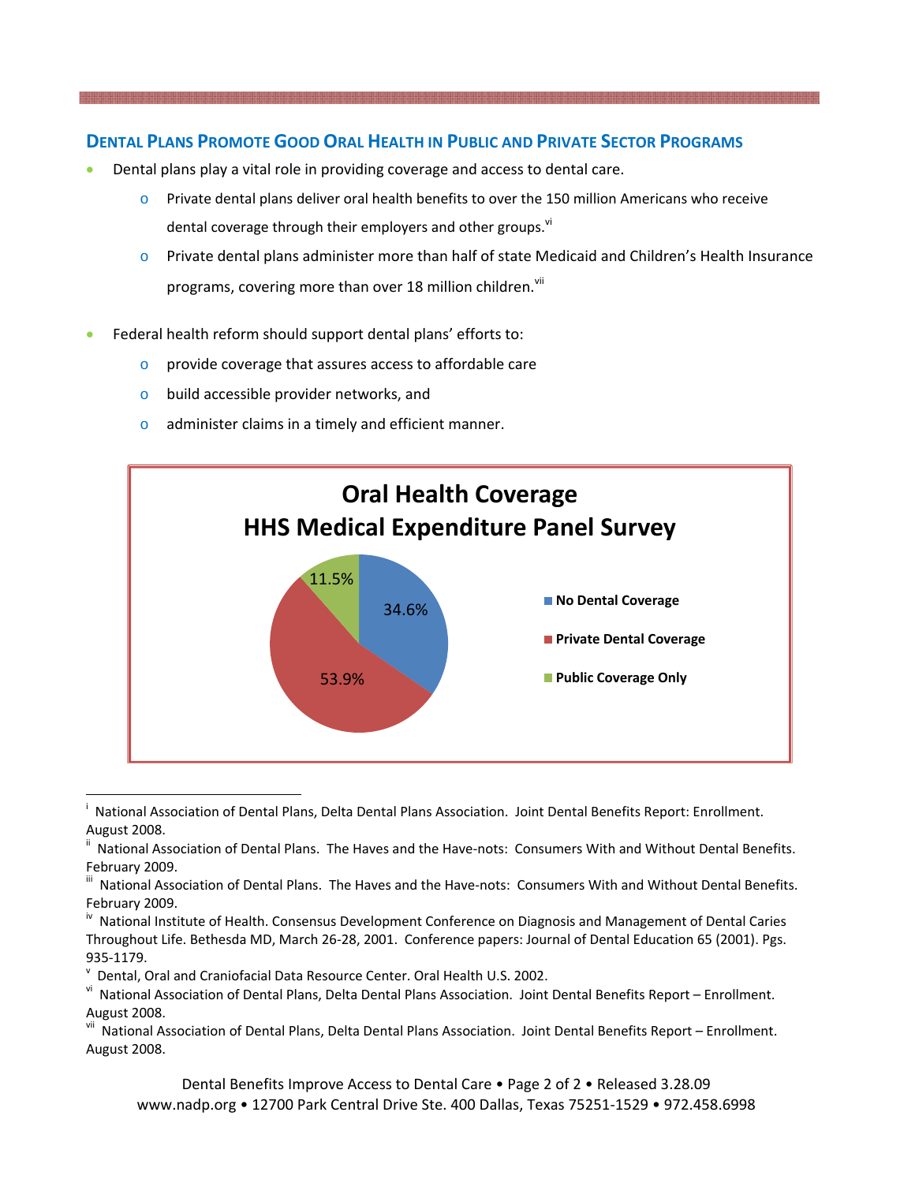## Dental Plans Promote Good Oral Health in Public and Private Sector Programs

- Dental plans play a vital role in providing coverage and access to dental care.
  - Private dental plans deliver oral health benefits to over the 150 million Americans who receive dental coverage through their employers and other groups.[vi]
  - Private dental plans administer more than half of state Medicaid and Children's Health Insurance programs, covering more than over 18 million children.[vii]

- Federal health reform should support dental plans' efforts to:
  - provide coverage that assures access to affordable care
  - build accessible provider networks, and
  - administer claims in a timely and efficient manner.

**Oral Health Coverage**
**HHS Medical Expenditure Panel Survey**

11.5%
34.6%
53.9%

No Dental Coverage
Private Dental Coverage
Public Coverage Only

---

[i] National Association of Dental Plans, Delta Dental Plans Association. Joint Dental Benefits Report: Enrollment. August 2008.

[ii] National Association of Dental Plans. The Haves and the Have-nots: Consumers With and Without Dental Benefits. February 2009.

[iii] National Association of Dental Plans. The Haves and the Have-nots: Consumers With and Without Dental Benefits. February 2009.

[iv] National Institute of Health. Consensus Development Conference on Diagnosis and Management of Dental Caries Throughout Life. Bethesda MD, March 26-28, 2001. Conference papers: Journal of Dental Education 65 (2001). Pgs. 935-1179.

[v] Dental, Oral and Craniofacial Data Resource Center. Oral Health U.S. 2002.

[vi] National Association of Dental Plans, Delta Dental Plans Association. Joint Dental Benefits Report – Enrollment. August 2008.

[vii] National Association of Dental Plans, Delta Dental Plans Association. Joint Dental Benefits Report – Enrollment. August 2008.